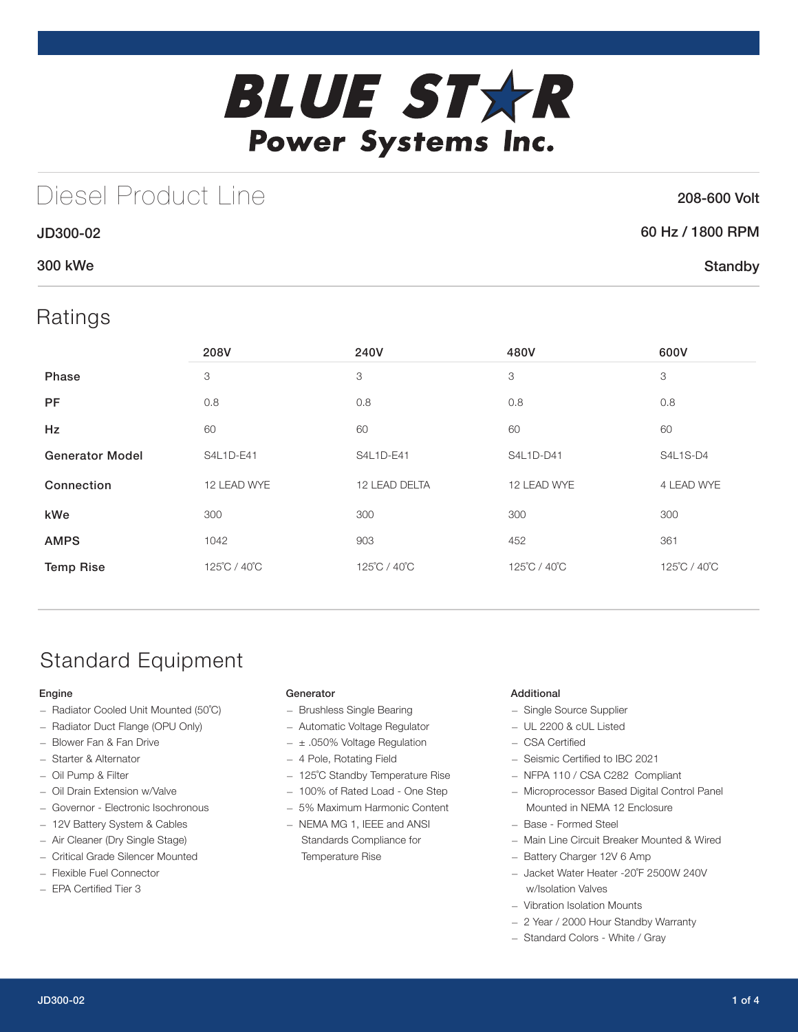# BLUE STAR

## Power Systems Inc.

# Diesel Product Line

208-600 Volt

JD300-02

60 Hz / 1800 RPM

300 kWe

Standby

## Ratings

| | 208V | 240V | 480V | 600V |
|---|---|---|---|---|
| **Phase** | 3 | 3 | 3 | 3 |
| **PF** | 0.8 | 0.8 | 0.8 | 0.8 |
| **Hz** | 60 | 60 | 60 | 60 |
| **Generator Model** | S4L1D-E41 | S4L1D-E41 | S4L1D-D41 | S4L1S-D4 |
| **Connection** | 12 LEAD WYE | 12 LEAD DELTA | 12 LEAD WYE | 4 LEAD WYE |
| **kWe** | 300 | 300 | 300 | 300 |
| **AMPS** | 1042 | 903 | 452 | 361 |
| **Temp Rise** | 125˚C / 40˚C | 125˚C / 40˚C | 125˚C / 40˚C | 125˚C / 40˚C |

## Standard Equipment

### Engine

- Radiator Cooled Unit Mounted (50˚C)
- Radiator Duct Flange (OPU Only)
- Blower Fan & Fan Drive
- Starter & Alternator
- Oil Pump & Filter
- Oil Drain Extension w/Valve
- Governor - Electronic Isochronous
- 12V Battery System & Cables
- Air Cleaner (Dry Single Stage)
- Critical Grade Silencer Mounted
- Flexible Fuel Connector
- EPA Certified Tier 3

### Generator

- Brushless Single Bearing
- Automatic Voltage Regulator
- ± .050% Voltage Regulation
- 4 Pole, Rotating Field
- 125˚C Standby Temperature Rise
- 100% of Rated Load - One Step
- 5% Maximum Harmonic Content
- NEMA MG 1, IEEE and ANSI Standards Compliance for Temperature Rise

### Additional

- Single Source Supplier
- UL 2200 & cUL Listed
- CSA Certified
- Seismic Certified to IBC 2021
- NFPA 110 / CSA C282 Compliant
- Microprocessor Based Digital Control Panel Mounted in NEMA 12 Enclosure
- Base - Formed Steel
- Main Line Circuit Breaker Mounted & Wired
- Battery Charger 12V 6 Amp
- Jacket Water Heater -20˚F 2500W 240V w/Isolation Valves
- Vibration Isolation Mounts
- 2 Year / 2000 Hour Standby Warranty
- Standard Colors - White / Gray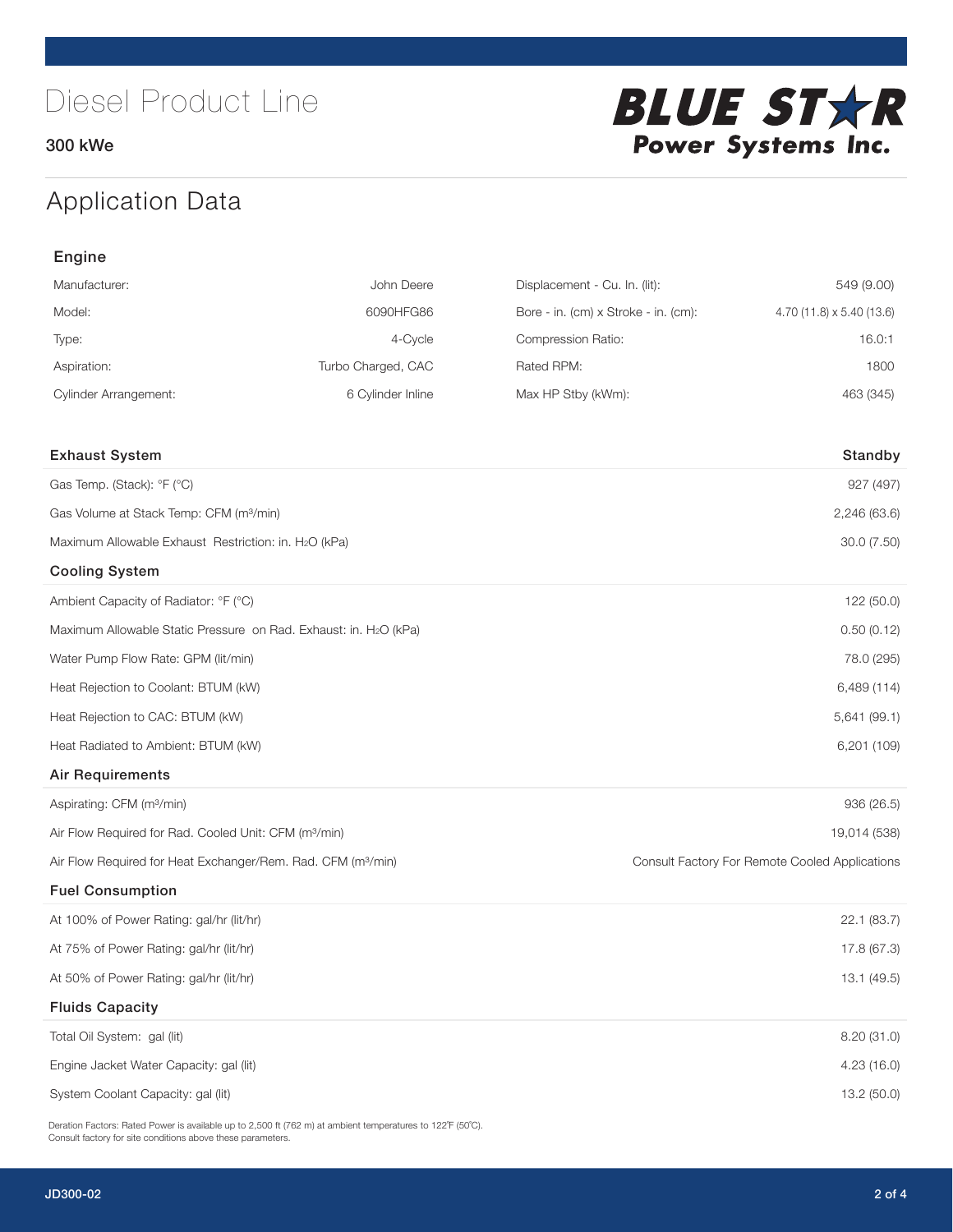# Diesel Product Line

300 kWe

BLUE STAR Power Systems Inc.

## Application Data

### Engine

| | | | |
|---|---|---|---|
| Manufacturer: | John Deere | Displacement - Cu. In. (lit): | 549 (9.00) |
| Model: | 6090HFG86 | Bore - in. (cm) x Stroke - in. (cm): | 4.70 (11.8) x 5.40 (13.6) |
| Type: | 4-Cycle | Compression Ratio: | 16.0:1 |
| Aspiration: | Turbo Charged, CAC | Rated RPM: | 1800 |
| Cylinder Arrangement: | 6 Cylinder Inline | Max HP Stby (kWm): | 463 (345) |

| Exhaust System | Standby |
|---|---|
| Gas Temp. (Stack): °F (°C) | 927 (497) |
| Gas Volume at Stack Temp: CFM ($m^3$/min) | 2,246 (63.6) |
| Maximum Allowable Exhaust Restriction: in. $H_2O$ (kPa) | 30.0 (7.50) |
| **Cooling System** | |
| Ambient Capacity of Radiator: °F (°C) | 122 (50.0) |
| Maximum Allowable Static Pressure on Rad. Exhaust: in. $H_2O$ (kPa) | 0.50 (0.12) |
| Water Pump Flow Rate: GPM (lit/min) | 78.0 (295) |
| Heat Rejection to Coolant: BTUM (kW) | 6,489 (114) |
| Heat Rejection to CAC: BTUM (kW) | 5,641 (99.1) |
| Heat Radiated to Ambient: BTUM (kW) | 6,201 (109) |
| **Air Requirements** | |
| Aspirating: CFM ($m^3$/min) | 936 (26.5) |
| Air Flow Required for Rad. Cooled Unit: CFM ($m^3$/min) | 19,014 (538) |
| Air Flow Required for Heat Exchanger/Rem. Rad. CFM ($m^3$/min) | Consult Factory For Remote Cooled Applications |
| **Fuel Consumption** | |
| At 100% of Power Rating: gal/hr (lit/hr) | 22.1 (83.7) |
| At 75% of Power Rating: gal/hr (lit/hr) | 17.8 (67.3) |
| At 50% of Power Rating: gal/hr (lit/hr) | 13.1 (49.5) |
| **Fluids Capacity** | |
| Total Oil System: gal (lit) | 8.20 (31.0) |
| Engine Jacket Water Capacity: gal (lit) | 4.23 (16.0) |
| System Coolant Capacity: gal (lit) | 13.2 (50.0) |

Deration Factors: Rated Power is available up to 2,500 ft (762 m) at ambient temperatures to 122°F (50°C).
Consult factory for site conditions above these parameters.

JD300-02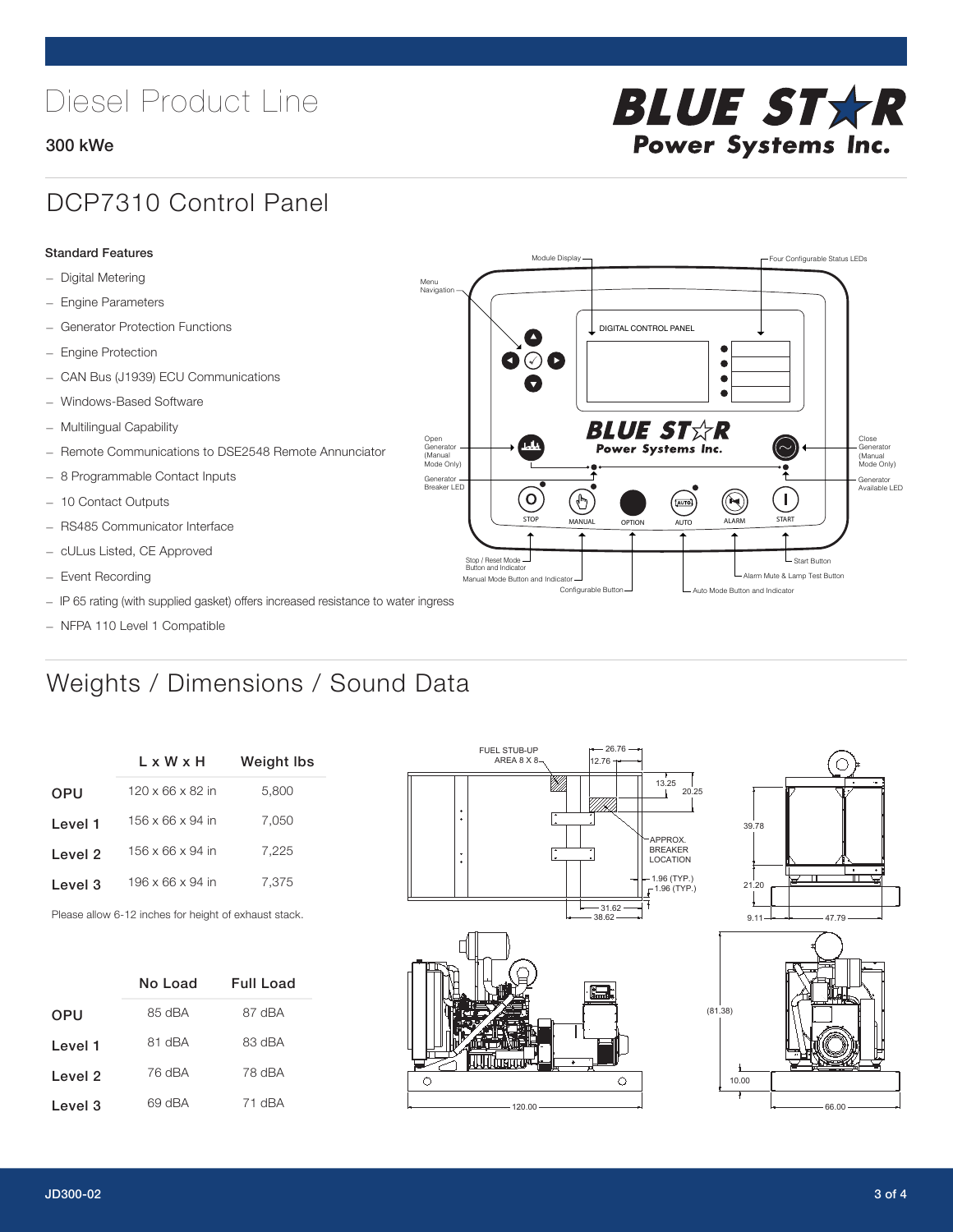# Diesel Product Line

**300 kWe**

## DCP7310 Control Panel

### Standard Features

- Digital Metering
- Engine Parameters
- Generator Protection Functions
- Engine Protection
- CAN Bus (J1939) ECU Communications
- Windows-Based Software
- Multilingual Capability
- Remote Communications to DSE2548 Remote Annunciator
- 8 Programmable Contact Inputs
- 10 Contact Outputs
- RS485 Communicator Interface
- cULus Listed, CE Approved
- Event Recording
- IP 65 rating (with supplied gasket) offers increased resistance to water ingress
- NFPA 110 Level 1 Compatible

## Weights / Dimensions / Sound Data

| | L x W x H | Weight lbs |
|---|---|---|
| OPU | 120 x 66 x 82 in | 5,800 |
| Level 1 | 156 x 66 x 94 in | 7,050 |
| Level 2 | 156 x 66 x 94 in | 7,225 |
| Level 3 | 196 x 66 x 94 in | 7,375 |

Please allow 6-12 inches for height of exhaust stack.

| | No Load | Full Load |
|---|---|---|
| OPU | 85 dBA | 87 dBA |
| Level 1 | 81 dBA | 83 dBA |
| Level 2 | 76 dBA | 78 dBA |
| Level 3 | 69 dBA | 71 dBA |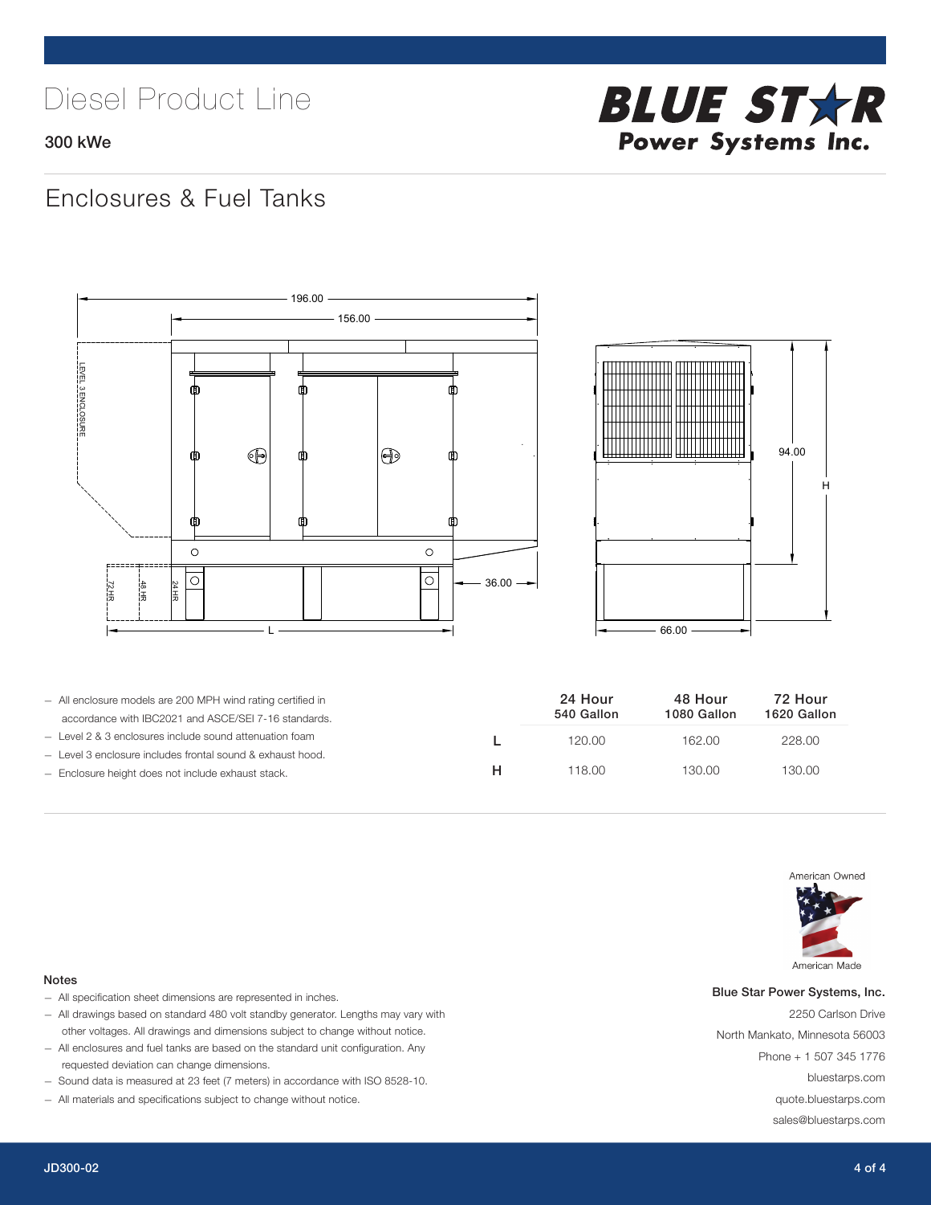# Diesel Product Line

300 kWe

## Enclosures & Fuel Tanks

196.00
156.00
LEVEL 3 ENCLOSURE
72 HR
48 HR
24 HR
36.00
L
94.00
H
66.00

- All enclosure models are 200 MPH wind rating certified in accordance with IBC2021 and ASCE/SEI 7-16 standards.
- Level 2 & 3 enclosures include sound attenuation foam
- Level 3 enclosure includes frontal sound & exhaust hood.
- Enclosure height does not include exhaust stack.

| | 24 Hour 540 Gallon | 48 Hour 1080 Gallon | 72 Hour 1620 Gallon |
|---|---|---|---|
| L | 120.00 | 162.00 | 228.00 |
| H | 118.00 | 130.00 | 130.00 |

American Owned
American Made

### Notes

- All specification sheet dimensions are represented in inches.
- All drawings based on standard 480 volt standby generator. Lengths may vary with other voltages. All drawings and dimensions subject to change without notice.
- All enclosures and fuel tanks are based on the standard unit configuration. Any requested deviation can change dimensions.
- Sound data is measured at 23 feet (7 meters) in accordance with ISO 8528-10.
- All materials and specifications subject to change without notice.

**Blue Star Power Systems, Inc.**
2250 Carlson Drive
North Mankato, Minnesota 56003
Phone + 1 507 345 1776
bluestarps.com
quote.bluestarps.com
sales@bluestarps.com

JD300-02